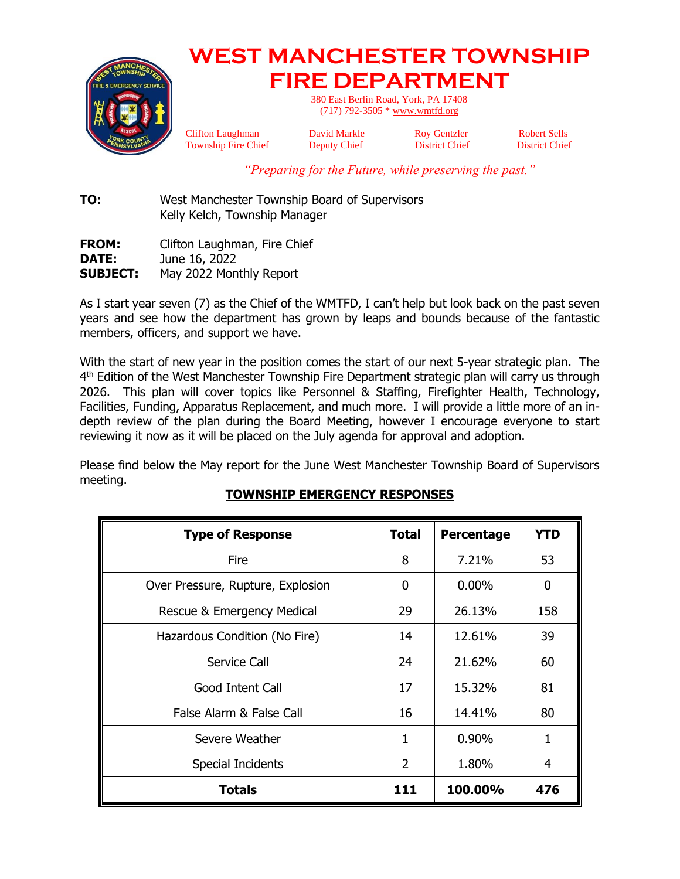# WEST MANCHESTER TOWNSHIP FIRE DEPARTMENT

380 East Berlin Road, York, PA 17408
(717) 792-3505 * www.wmtfd.org

Clifton Laughman, Township Fire Chief
David Markle, Deputy Chief
Roy Gentzler, District Chief
Robert Sells, District Chief

*"Preparing for the Future, while preserving the past."*

**TO:** West Manchester Township Board of Supervisors
Kelly Kelch, Township Manager

**FROM:** Clifton Laughman, Fire Chief
**DATE:** June 16, 2022
**SUBJECT:** May 2022 Monthly Report

As I start year seven (7) as the Chief of the WMTFD, I can't help but look back on the past seven years and see how the department has grown by leaps and bounds because of the fantastic members, officers, and support we have.

With the start of new year in the position comes the start of our next 5-year strategic plan. The 4th Edition of the West Manchester Township Fire Department strategic plan will carry us through 2026. This plan will cover topics like Personnel & Staffing, Firefighter Health, Technology, Facilities, Funding, Apparatus Replacement, and much more. I will provide a little more of an in-depth review of the plan during the Board Meeting, however I encourage everyone to start reviewing it now as it will be placed on the July agenda for approval and adoption.

Please find below the May report for the June West Manchester Township Board of Supervisors meeting.

## TOWNSHIP EMERGENCY RESPONSES

| Type of Response | Total | Percentage | YTD |
|---|---|---|---|
| Fire | 8 | 7.21% | 53 |
| Over Pressure, Rupture, Explosion | 0 | 0.00% | 0 |
| Rescue & Emergency Medical | 29 | 26.13% | 158 |
| Hazardous Condition (No Fire) | 14 | 12.61% | 39 |
| Service Call | 24 | 21.62% | 60 |
| Good Intent Call | 17 | 15.32% | 81 |
| False Alarm & False Call | 16 | 14.41% | 80 |
| Severe Weather | 1 | 0.90% | 1 |
| Special Incidents | 2 | 1.80% | 4 |
| **Totals** | **111** | **100.00%** | **476** |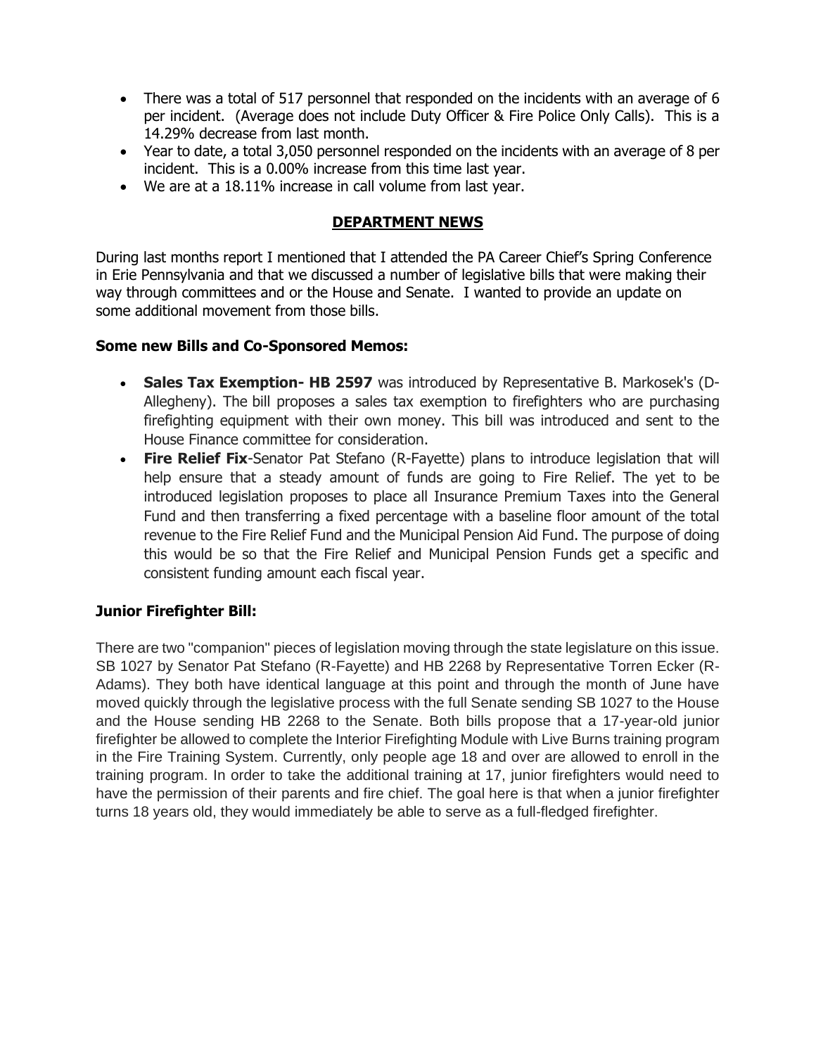- There was a total of 517 personnel that responded on the incidents with an average of 6 per incident. (Average does not include Duty Officer & Fire Police Only Calls). This is a 14.29% decrease from last month.
- Year to date, a total 3,050 personnel responded on the incidents with an average of 8 per incident. This is a 0.00% increase from this time last year.
- We are at a 18.11% increase in call volume from last year.

## DEPARTMENT NEWS

During last months report I mentioned that I attended the PA Career Chief's Spring Conference in Erie Pennsylvania and that we discussed a number of legislative bills that were making their way through committees and or the House and Senate. I wanted to provide an update on some additional movement from those bills.

### Some new Bills and Co-Sponsored Memos:

- **Sales Tax Exemption- HB 2597** was introduced by Representative B. Markosek's (D-Allegheny). The bill proposes a sales tax exemption to firefighters who are purchasing firefighting equipment with their own money. This bill was introduced and sent to the House Finance committee for consideration.
- **Fire Relief Fix**-Senator Pat Stefano (R-Fayette) plans to introduce legislation that will help ensure that a steady amount of funds are going to Fire Relief. The yet to be introduced legislation proposes to place all Insurance Premium Taxes into the General Fund and then transferring a fixed percentage with a baseline floor amount of the total revenue to the Fire Relief Fund and the Municipal Pension Aid Fund. The purpose of doing this would be so that the Fire Relief and Municipal Pension Funds get a specific and consistent funding amount each fiscal year.

### Junior Firefighter Bill:

There are two "companion" pieces of legislation moving through the state legislature on this issue. SB 1027 by Senator Pat Stefano (R-Fayette) and HB 2268 by Representative Torren Ecker (R-Adams). They both have identical language at this point and through the month of June have moved quickly through the legislative process with the full Senate sending SB 1027 to the House and the House sending HB 2268 to the Senate. Both bills propose that a 17-year-old junior firefighter be allowed to complete the Interior Firefighting Module with Live Burns training program in the Fire Training System. Currently, only people age 18 and over are allowed to enroll in the training program. In order to take the additional training at 17, junior firefighters would need to have the permission of their parents and fire chief. The goal here is that when a junior firefighter turns 18 years old, they would immediately be able to serve as a full-fledged firefighter.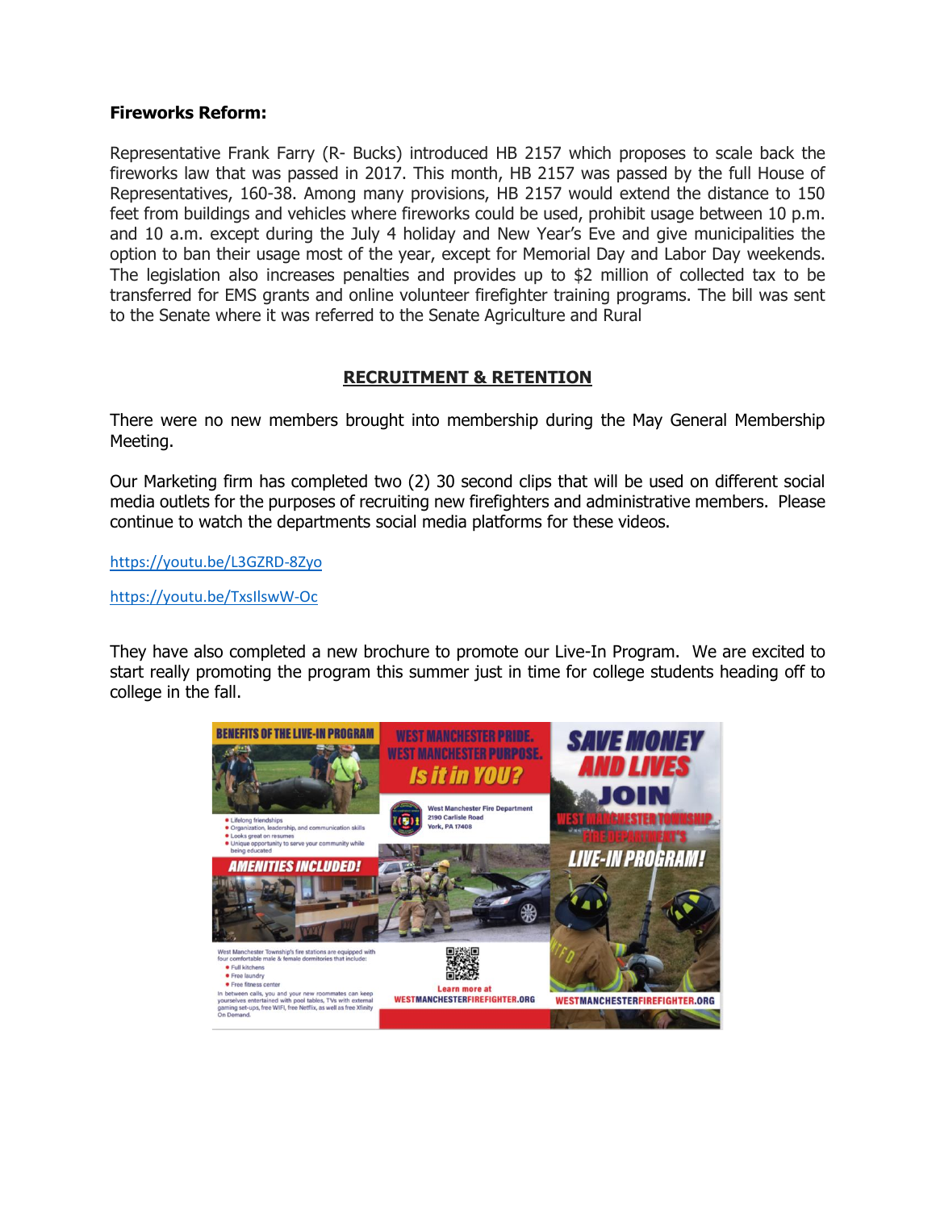**Fireworks Reform:**

Representative Frank Farry (R- Bucks) introduced HB 2157 which proposes to scale back the fireworks law that was passed in 2017. This month, HB 2157 was passed by the full House of Representatives, 160-38. Among many provisions, HB 2157 would extend the distance to 150 feet from buildings and vehicles where fireworks could be used, prohibit usage between 10 p.m. and 10 a.m. except during the July 4 holiday and New Year's Eve and give municipalities the option to ban their usage most of the year, except for Memorial Day and Labor Day weekends. The legislation also increases penalties and provides up to $2 million of collected tax to be transferred for EMS grants and online volunteer firefighter training programs. The bill was sent to the Senate where it was referred to the Senate Agriculture and Rural

## RECRUITMENT & RETENTION

There were no new members brought into membership during the May General Membership Meeting.

Our Marketing firm has completed two (2) 30 second clips that will be used on different social media outlets for the purposes of recruiting new firefighters and administrative members. Please continue to watch the departments social media platforms for these videos.

https://youtu.be/L3GZRD-8Zyo

https://youtu.be/TxsIlswW-Oc

They have also completed a new brochure to promote our Live-In Program. We are excited to start really promoting the program this summer just in time for college students heading off to college in the fall.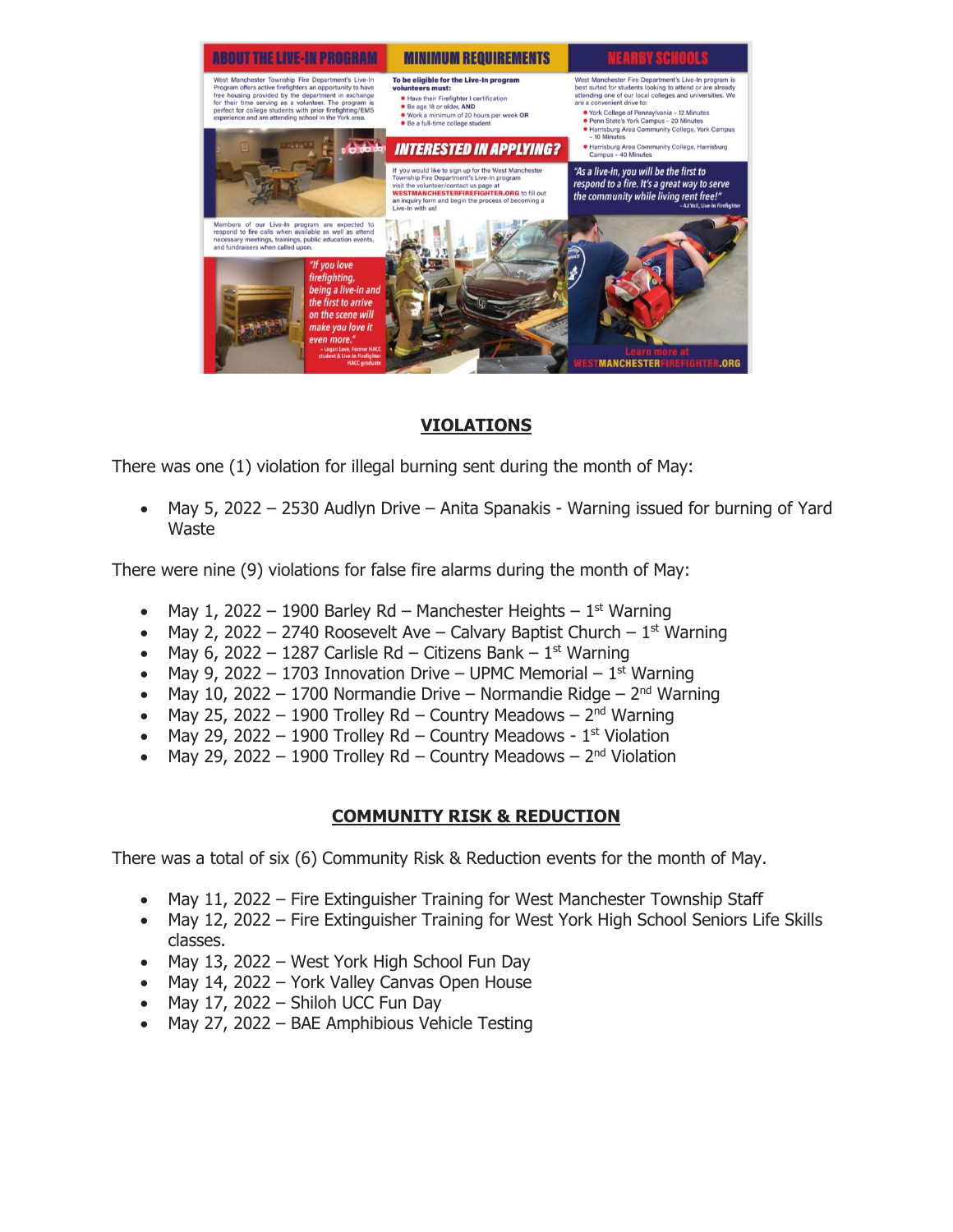## ABOUT THE LIVE-IN PROGRAM

West Manchester Township Fire Department's Live-In Program offers active firefighters an opportunity to have free housing provided by the department in exchange for their time serving as a volunteer. The program is perfect for college students with prior firefighting/EMS experience and are attending school in the York area.

Members of our Live-In program are expected to respond to fire calls when available as well as attend necessary meetings, trainings, public education events, and fundraisers when called upon.

*"If you love firefighting, being a live-in and the first to arrive on the scene will make you love it even more."*
– Logan Love, Former HACC student & Live-In Firefighter HACC graduate

## MINIMUM REQUIREMENTS

**To be eligible for the Live-In program volunteers must:**

- Have their Firefighter I certification
- Be age 18 or older, **AND**
- Work a minimum of 20 hours per week **OR**
- Be a full-time college student

## INTERESTED IN APPLYING?

If you would like to sign up for the West Manchester Township Fire Department's Live-In program visit the volunteer/contact us page at **WESTMANCHESTERFIREFIGHTER.ORG** to fill out an inquiry form and begin the process of becoming a Live-In with us!

## NEARBY SCHOOLS

West Manchester Fire Department's Live-In program is best suited for students looking to attend or are already attending one of our local colleges and universities. We are a convenient drive to:

- York College of Pennsylvania – 12 Minutes
- Penn State's York Campus – 20 Minutes
- Harrisburg Area Community College, York Campus – 10 Minutes
- Harrisburg Area Community College, Harrisburg Campus – 40 Minutes

*"As a live-in, you will be the first to respond to a fire. It's a great way to serve the community while living rent free!"*
– AJ Vail, Live-In Firefighter

Learn more at WESTMANCHESTERFIREFIGHTER.ORG

## VIOLATIONS

There was one (1) violation for illegal burning sent during the month of May:

- May 5, 2022 – 2530 Audlyn Drive – Anita Spanakis - Warning issued for burning of Yard Waste

There were nine (9) violations for false fire alarms during the month of May:

- May 1, 2022 – 1900 Barley Rd – Manchester Heights – 1st Warning
- May 2, 2022 – 2740 Roosevelt Ave – Calvary Baptist Church – 1st Warning
- May 6, 2022 – 1287 Carlisle Rd – Citizens Bank – 1st Warning
- May 9, 2022 – 1703 Innovation Drive – UPMC Memorial – 1st Warning
- May 10, 2022 – 1700 Normandie Drive – Normandie Ridge – 2nd Warning
- May 25, 2022 – 1900 Trolley Rd – Country Meadows – 2nd Warning
- May 29, 2022 – 1900 Trolley Rd – Country Meadows - 1st Violation
- May 29, 2022 – 1900 Trolley Rd – Country Meadows – 2nd Violation

## COMMUNITY RISK & REDUCTION

There was a total of six (6) Community Risk & Reduction events for the month of May.

- May 11, 2022 – Fire Extinguisher Training for West Manchester Township Staff
- May 12, 2022 – Fire Extinguisher Training for West York High School Seniors Life Skills classes.
- May 13, 2022 – West York High School Fun Day
- May 14, 2022 – York Valley Canvas Open House
- May 17, 2022 – Shiloh UCC Fun Day
- May 27, 2022 – BAE Amphibious Vehicle Testing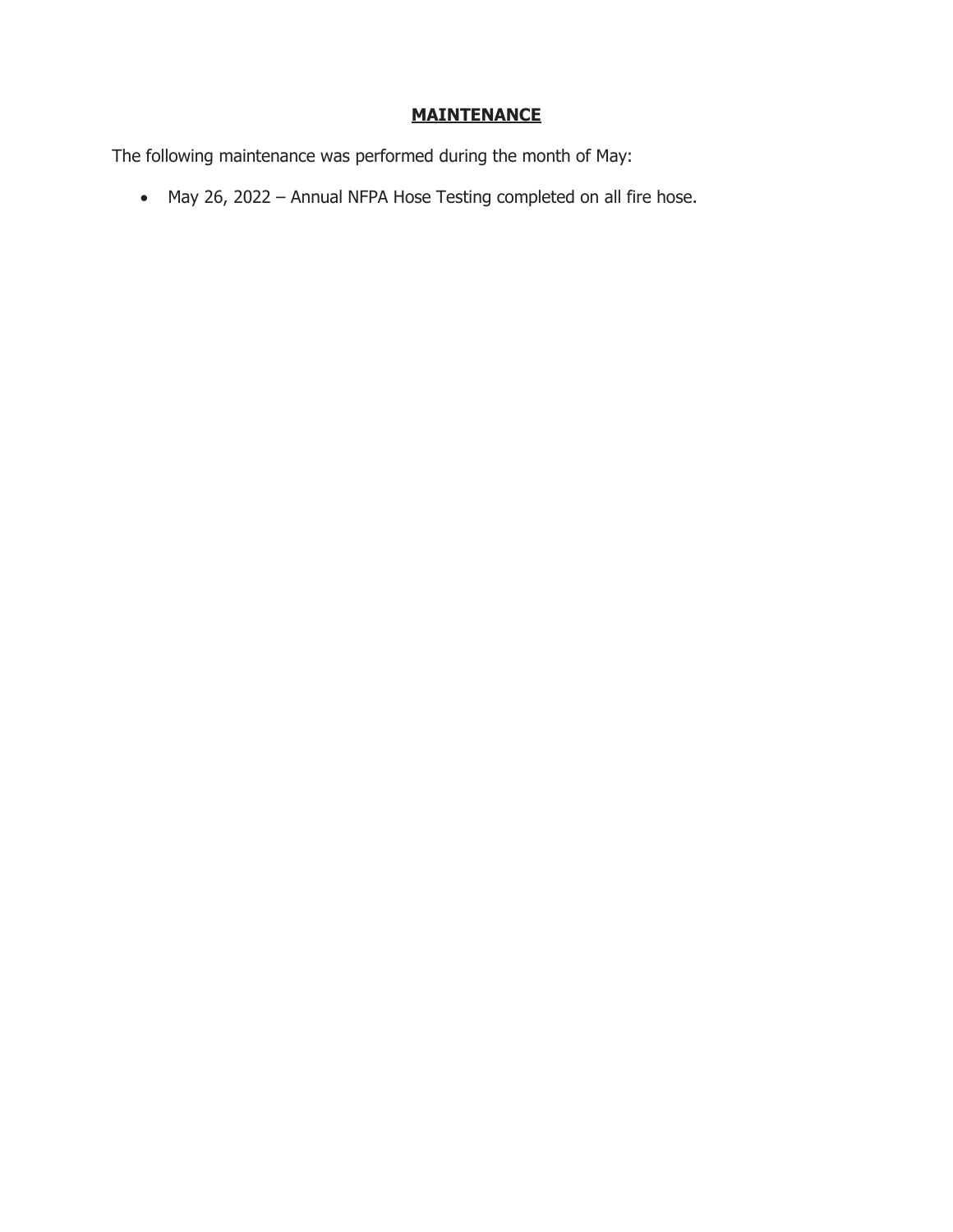## **MAINTENANCE**

The following maintenance was performed during the month of May:

- May 26, 2022 – Annual NFPA Hose Testing completed on all fire hose.